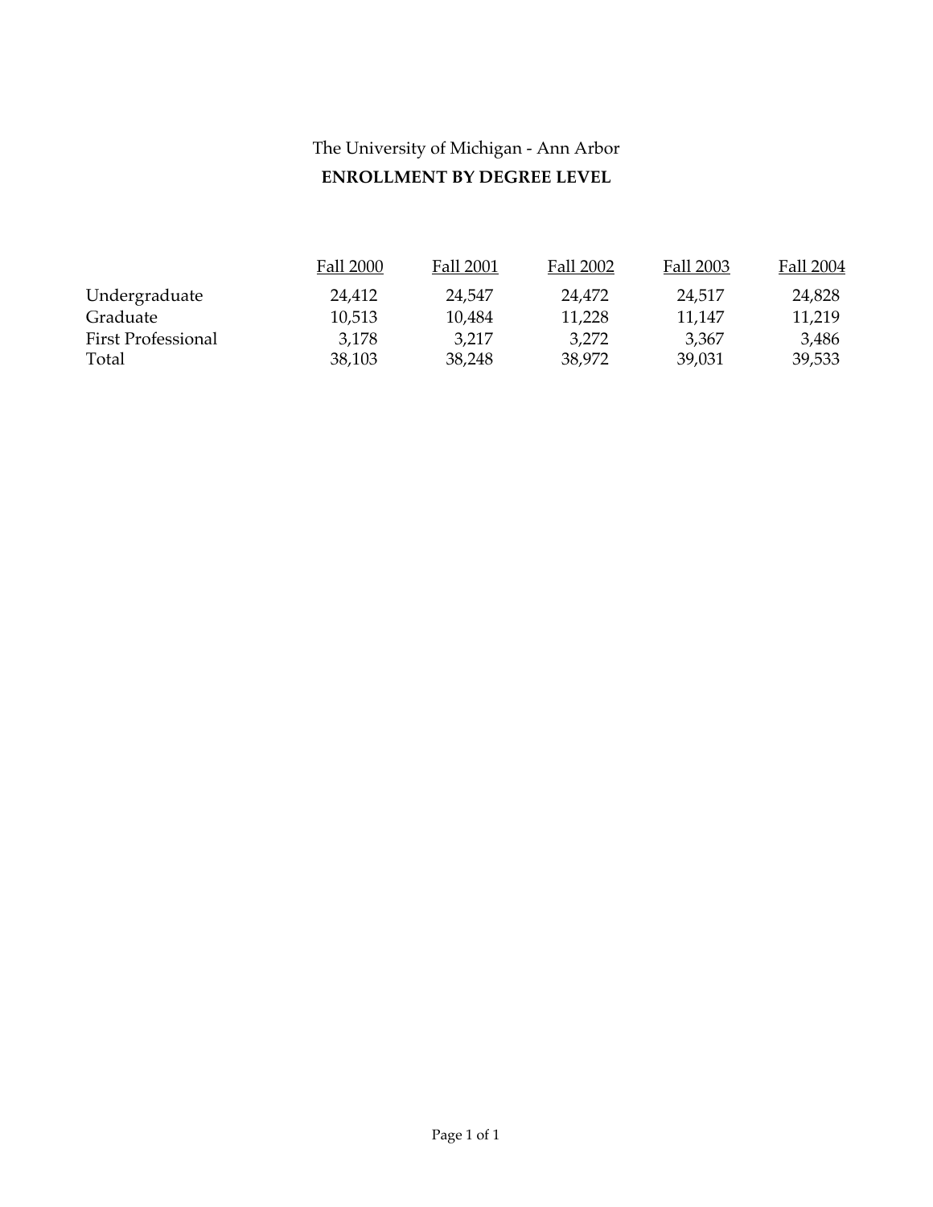The University of Michigan - Ann Arbor

**ENROLLMENT BY DEGREE LEVEL**

| | Fall 2000 | Fall 2001 | Fall 2002 | Fall 2003 | Fall 2004 |
|---|---|---|---|---|---|
| Undergraduate | 24,412 | 24,547 | 24,472 | 24,517 | 24,828 |
| Graduate | 10,513 | 10,484 | 11,228 | 11,147 | 11,219 |
| First Professional | 3,178 | 3,217 | 3,272 | 3,367 | 3,486 |
| Total | 38,103 | 38,248 | 38,972 | 39,031 | 39,533 |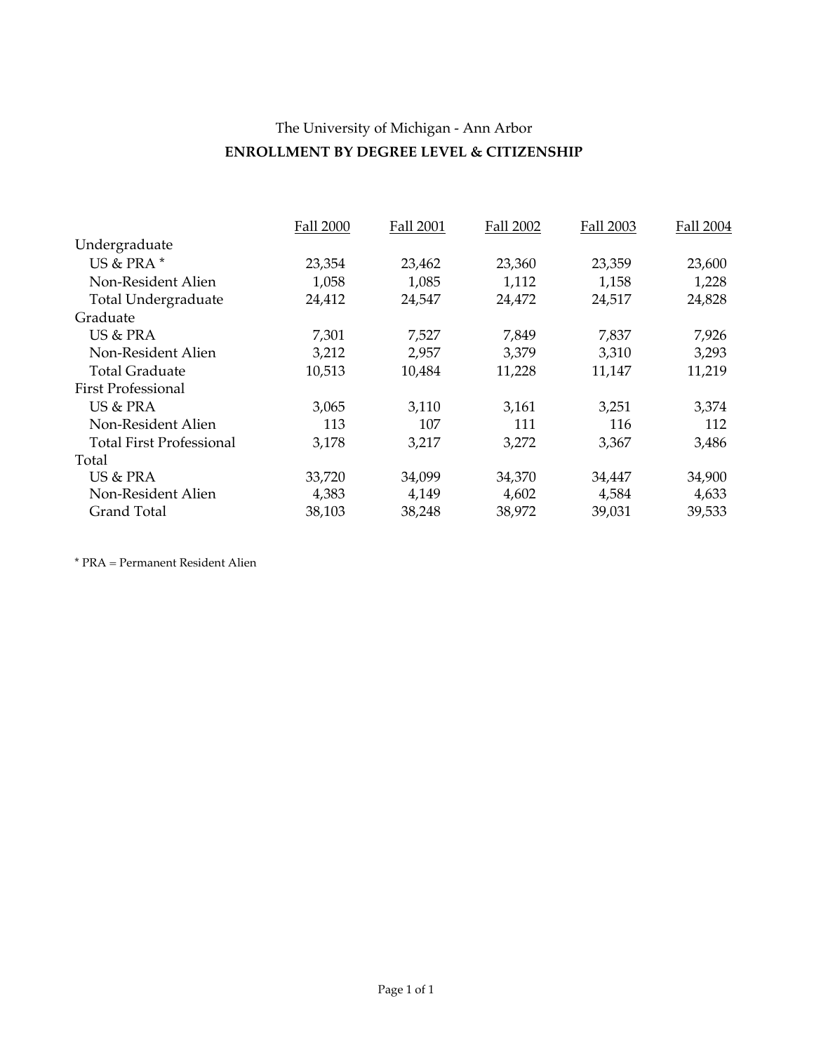The University of Michigan - Ann Arbor

**ENROLLMENT BY DEGREE LEVEL & CITIZENSHIP**

| | Fall 2000 | Fall 2001 | Fall 2002 | Fall 2003 | Fall 2004 |
|---|---|---|---|---|---|
| Undergraduate | | | | | |
| US & PRA * | 23,354 | 23,462 | 23,360 | 23,359 | 23,600 |
| Non-Resident Alien | 1,058 | 1,085 | 1,112 | 1,158 | 1,228 |
| Total Undergraduate | 24,412 | 24,547 | 24,472 | 24,517 | 24,828 |
| Graduate | | | | | |
| US & PRA | 7,301 | 7,527 | 7,849 | 7,837 | 7,926 |
| Non-Resident Alien | 3,212 | 2,957 | 3,379 | 3,310 | 3,293 |
| Total Graduate | 10,513 | 10,484 | 11,228 | 11,147 | 11,219 |
| First Professional | | | | | |
| US & PRA | 3,065 | 3,110 | 3,161 | 3,251 | 3,374 |
| Non-Resident Alien | 113 | 107 | 111 | 116 | 112 |
| Total First Professional | 3,178 | 3,217 | 3,272 | 3,367 | 3,486 |
| Total | | | | | |
| US & PRA | 33,720 | 34,099 | 34,370 | 34,447 | 34,900 |
| Non-Resident Alien | 4,383 | 4,149 | 4,602 | 4,584 | 4,633 |
| Grand Total | 38,103 | 38,248 | 38,972 | 39,031 | 39,533 |

* PRA = Permanent Resident Alien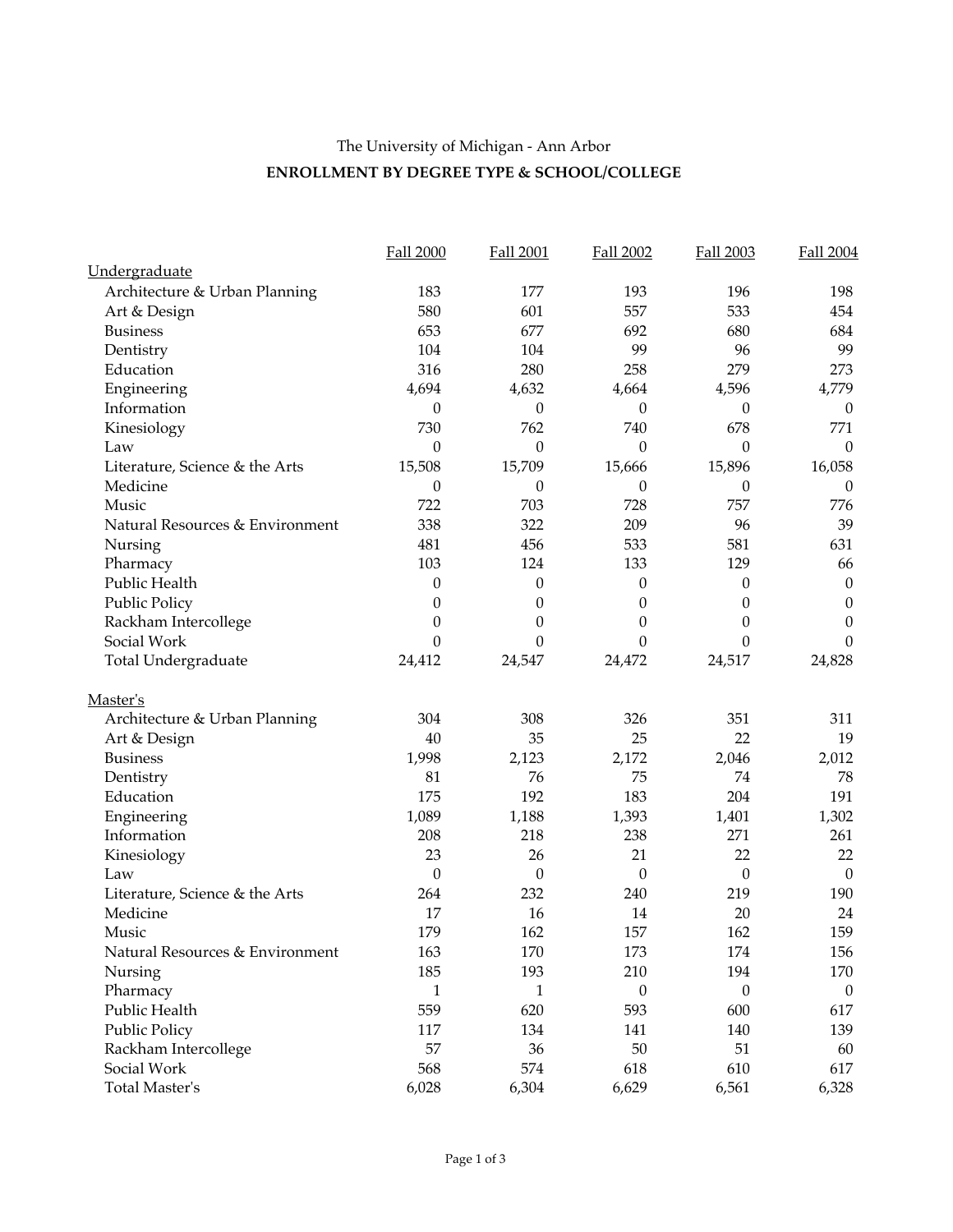The University of Michigan - Ann Arbor

**ENROLLMENT BY DEGREE TYPE & SCHOOL/COLLEGE**

| | Fall 2000 | Fall 2001 | Fall 2002 | Fall 2003 | Fall 2004 |
|---|---|---|---|---|---|
| Undergraduate | | | | | |
| Architecture & Urban Planning | 183 | 177 | 193 | 196 | 198 |
| Art & Design | 580 | 601 | 557 | 533 | 454 |
| Business | 653 | 677 | 692 | 680 | 684 |
| Dentistry | 104 | 104 | 99 | 96 | 99 |
| Education | 316 | 280 | 258 | 279 | 273 |
| Engineering | 4,694 | 4,632 | 4,664 | 4,596 | 4,779 |
| Information | 0 | 0 | 0 | 0 | 0 |
| Kinesiology | 730 | 762 | 740 | 678 | 771 |
| Law | 0 | 0 | 0 | 0 | 0 |
| Literature, Science & the Arts | 15,508 | 15,709 | 15,666 | 15,896 | 16,058 |
| Medicine | 0 | 0 | 0 | 0 | 0 |
| Music | 722 | 703 | 728 | 757 | 776 |
| Natural Resources & Environment | 338 | 322 | 209 | 96 | 39 |
| Nursing | 481 | 456 | 533 | 581 | 631 |
| Pharmacy | 103 | 124 | 133 | 129 | 66 |
| Public Health | 0 | 0 | 0 | 0 | 0 |
| Public Policy | 0 | 0 | 0 | 0 | 0 |
| Rackham Intercollege | 0 | 0 | 0 | 0 | 0 |
| Social Work | 0 | 0 | 0 | 0 | 0 |
| Total Undergraduate | 24,412 | 24,547 | 24,472 | 24,517 | 24,828 |
| | | | | | |
| Master's | | | | | |
| Architecture & Urban Planning | 304 | 308 | 326 | 351 | 311 |
| Art & Design | 40 | 35 | 25 | 22 | 19 |
| Business | 1,998 | 2,123 | 2,172 | 2,046 | 2,012 |
| Dentistry | 81 | 76 | 75 | 74 | 78 |
| Education | 175 | 192 | 183 | 204 | 191 |
| Engineering | 1,089 | 1,188 | 1,393 | 1,401 | 1,302 |
| Information | 208 | 218 | 238 | 271 | 261 |
| Kinesiology | 23 | 26 | 21 | 22 | 22 |
| Law | 0 | 0 | 0 | 0 | 0 |
| Literature, Science & the Arts | 264 | 232 | 240 | 219 | 190 |
| Medicine | 17 | 16 | 14 | 20 | 24 |
| Music | 179 | 162 | 157 | 162 | 159 |
| Natural Resources & Environment | 163 | 170 | 173 | 174 | 156 |
| Nursing | 185 | 193 | 210 | 194 | 170 |
| Pharmacy | 1 | 1 | 0 | 0 | 0 |
| Public Health | 559 | 620 | 593 | 600 | 617 |
| Public Policy | 117 | 134 | 141 | 140 | 139 |
| Rackham Intercollege | 57 | 36 | 50 | 51 | 60 |
| Social Work | 568 | 574 | 618 | 610 | 617 |
| Total Master's | 6,028 | 6,304 | 6,629 | 6,561 | 6,328 |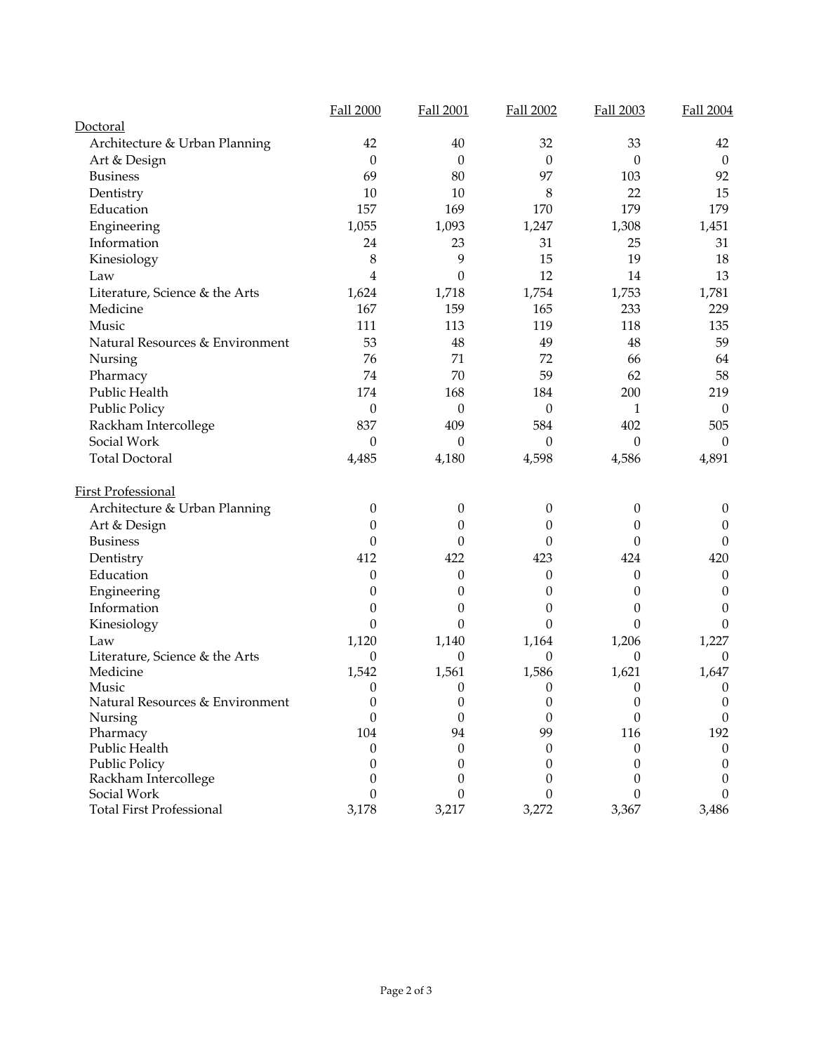| | Fall 2000 | Fall 2001 | Fall 2002 | Fall 2003 | Fall 2004 |
|---|---|---|---|---|---|
| Doctoral | | | | | |
| Architecture & Urban Planning | 42 | 40 | 32 | 33 | 42 |
| Art & Design | 0 | 0 | 0 | 0 | 0 |
| Business | 69 | 80 | 97 | 103 | 92 |
| Dentistry | 10 | 10 | 8 | 22 | 15 |
| Education | 157 | 169 | 170 | 179 | 179 |
| Engineering | 1,055 | 1,093 | 1,247 | 1,308 | 1,451 |
| Information | 24 | 23 | 31 | 25 | 31 |
| Kinesiology | 8 | 9 | 15 | 19 | 18 |
| Law | 4 | 0 | 12 | 14 | 13 |
| Literature, Science & the Arts | 1,624 | 1,718 | 1,754 | 1,753 | 1,781 |
| Medicine | 167 | 159 | 165 | 233 | 229 |
| Music | 111 | 113 | 119 | 118 | 135 |
| Natural Resources & Environment | 53 | 48 | 49 | 48 | 59 |
| Nursing | 76 | 71 | 72 | 66 | 64 |
| Pharmacy | 74 | 70 | 59 | 62 | 58 |
| Public Health | 174 | 168 | 184 | 200 | 219 |
| Public Policy | 0 | 0 | 0 | 1 | 0 |
| Rackham Intercollege | 837 | 409 | 584 | 402 | 505 |
| Social Work | 0 | 0 | 0 | 0 | 0 |
| Total Doctoral | 4,485 | 4,180 | 4,598 | 4,586 | 4,891 |
| | | | | | |
| First Professional | | | | | |
| Architecture & Urban Planning | 0 | 0 | 0 | 0 | 0 |
| Art & Design | 0 | 0 | 0 | 0 | 0 |
| Business | 0 | 0 | 0 | 0 | 0 |
| Dentistry | 412 | 422 | 423 | 424 | 420 |
| Education | 0 | 0 | 0 | 0 | 0 |
| Engineering | 0 | 0 | 0 | 0 | 0 |
| Information | 0 | 0 | 0 | 0 | 0 |
| Kinesiology | 0 | 0 | 0 | 0 | 0 |
| Law | 1,120 | 1,140 | 1,164 | 1,206 | 1,227 |
| Literature, Science & the Arts | 0 | 0 | 0 | 0 | 0 |
| Medicine | 1,542 | 1,561 | 1,586 | 1,621 | 1,647 |
| Music | 0 | 0 | 0 | 0 | 0 |
| Natural Resources & Environment | 0 | 0 | 0 | 0 | 0 |
| Nursing | 0 | 0 | 0 | 0 | 0 |
| Pharmacy | 104 | 94 | 99 | 116 | 192 |
| Public Health | 0 | 0 | 0 | 0 | 0 |
| Public Policy | 0 | 0 | 0 | 0 | 0 |
| Rackham Intercollege | 0 | 0 | 0 | 0 | 0 |
| Social Work | 0 | 0 | 0 | 0 | 0 |
| Total First Professional | 3,178 | 3,217 | 3,272 | 3,367 | 3,486 |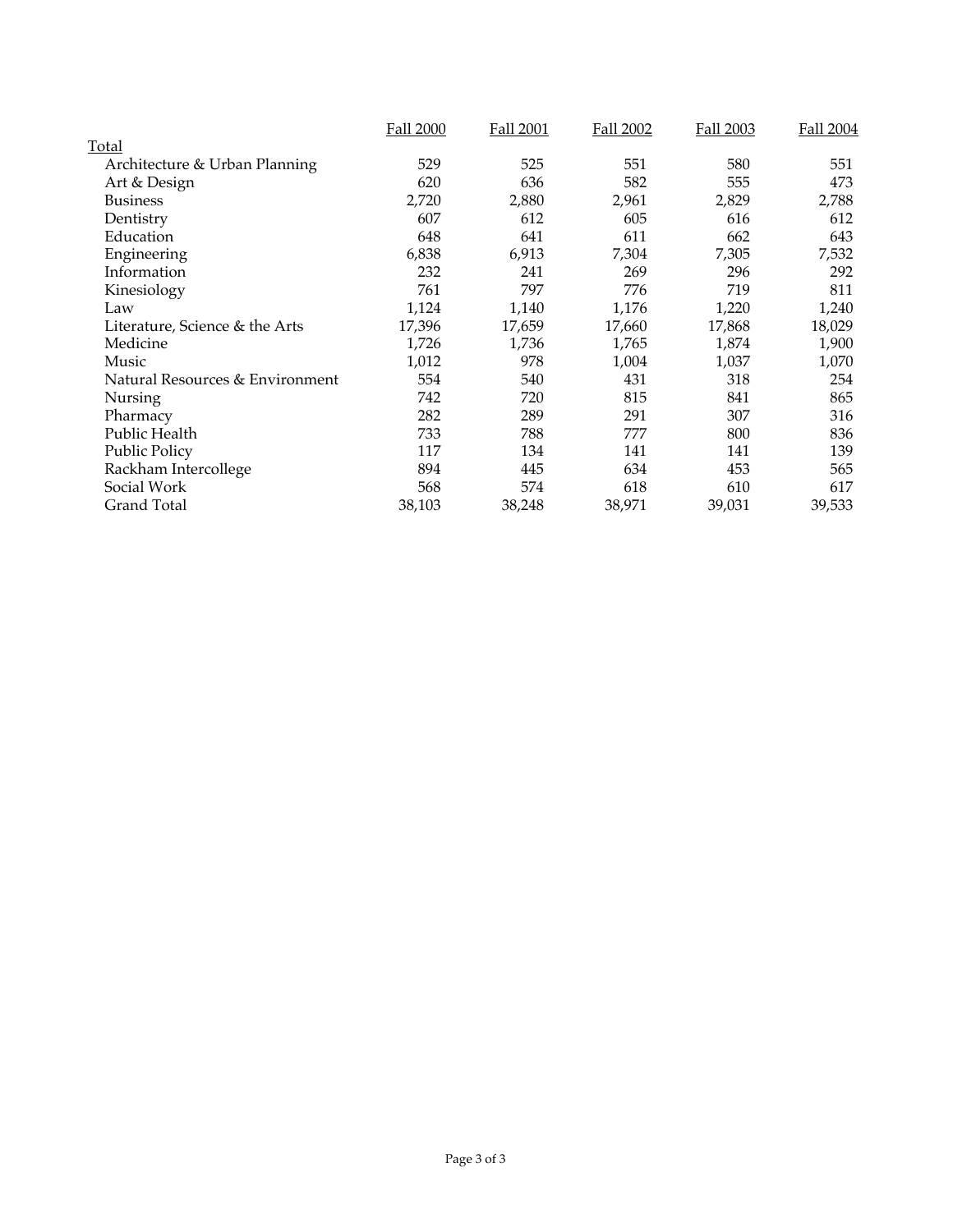| | Fall 2000 | Fall 2001 | Fall 2002 | Fall 2003 | Fall 2004 |
|---|---|---|---|---|---|
| Total | | | | | |
| Architecture & Urban Planning | 529 | 525 | 551 | 580 | 551 |
| Art & Design | 620 | 636 | 582 | 555 | 473 |
| Business | 2,720 | 2,880 | 2,961 | 2,829 | 2,788 |
| Dentistry | 607 | 612 | 605 | 616 | 612 |
| Education | 648 | 641 | 611 | 662 | 643 |
| Engineering | 6,838 | 6,913 | 7,304 | 7,305 | 7,532 |
| Information | 232 | 241 | 269 | 296 | 292 |
| Kinesiology | 761 | 797 | 776 | 719 | 811 |
| Law | 1,124 | 1,140 | 1,176 | 1,220 | 1,240 |
| Literature, Science & the Arts | 17,396 | 17,659 | 17,660 | 17,868 | 18,029 |
| Medicine | 1,726 | 1,736 | 1,765 | 1,874 | 1,900 |
| Music | 1,012 | 978 | 1,004 | 1,037 | 1,070 |
| Natural Resources & Environment | 554 | 540 | 431 | 318 | 254 |
| Nursing | 742 | 720 | 815 | 841 | 865 |
| Pharmacy | 282 | 289 | 291 | 307 | 316 |
| Public Health | 733 | 788 | 777 | 800 | 836 |
| Public Policy | 117 | 134 | 141 | 141 | 139 |
| Rackham Intercollege | 894 | 445 | 634 | 453 | 565 |
| Social Work | 568 | 574 | 618 | 610 | 617 |
| Grand Total | 38,103 | 38,248 | 38,971 | 39,031 | 39,533 |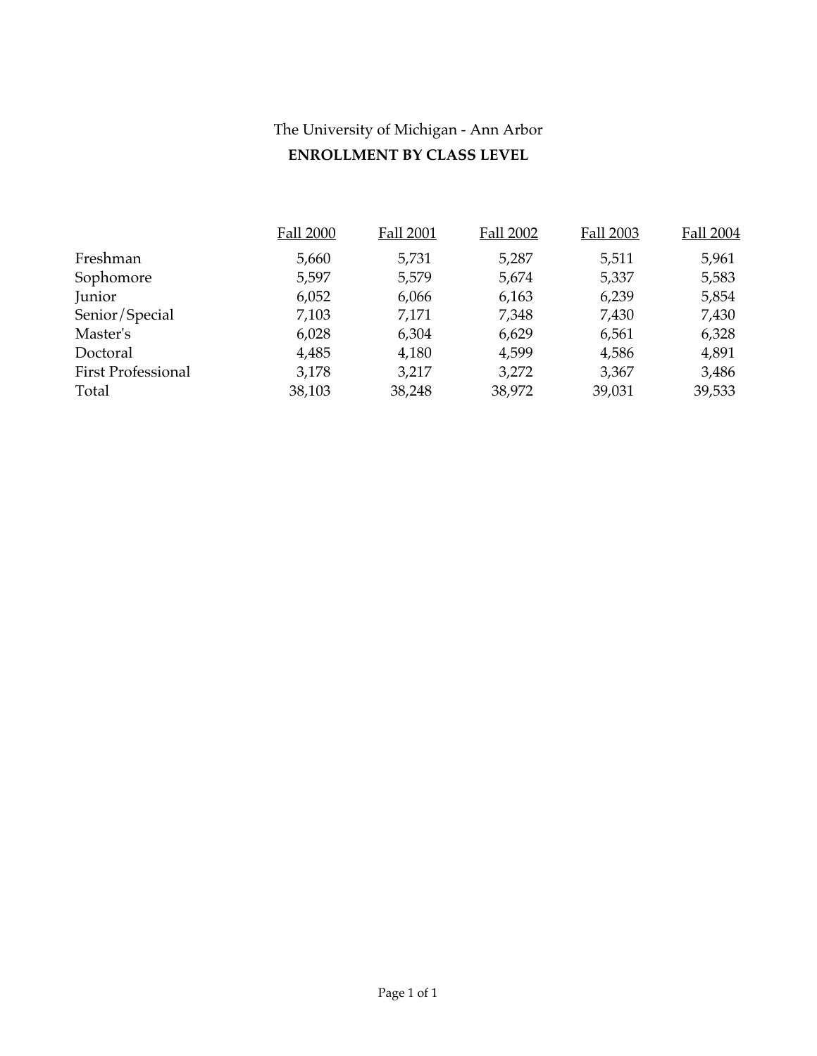The University of Michigan - Ann Arbor

**ENROLLMENT BY CLASS LEVEL**

| | Fall 2000 | Fall 2001 | Fall 2002 | Fall 2003 | Fall 2004 |
|---|---|---|---|---|---|
| Freshman | 5,660 | 5,731 | 5,287 | 5,511 | 5,961 |
| Sophomore | 5,597 | 5,579 | 5,674 | 5,337 | 5,583 |
| Junior | 6,052 | 6,066 | 6,163 | 6,239 | 5,854 |
| Senior/Special | 7,103 | 7,171 | 7,348 | 7,430 | 7,430 |
| Master's | 6,028 | 6,304 | 6,629 | 6,561 | 6,328 |
| Doctoral | 4,485 | 4,180 | 4,599 | 4,586 | 4,891 |
| First Professional | 3,178 | 3,217 | 3,272 | 3,367 | 3,486 |
| Total | 38,103 | 38,248 | 38,972 | 39,031 | 39,533 |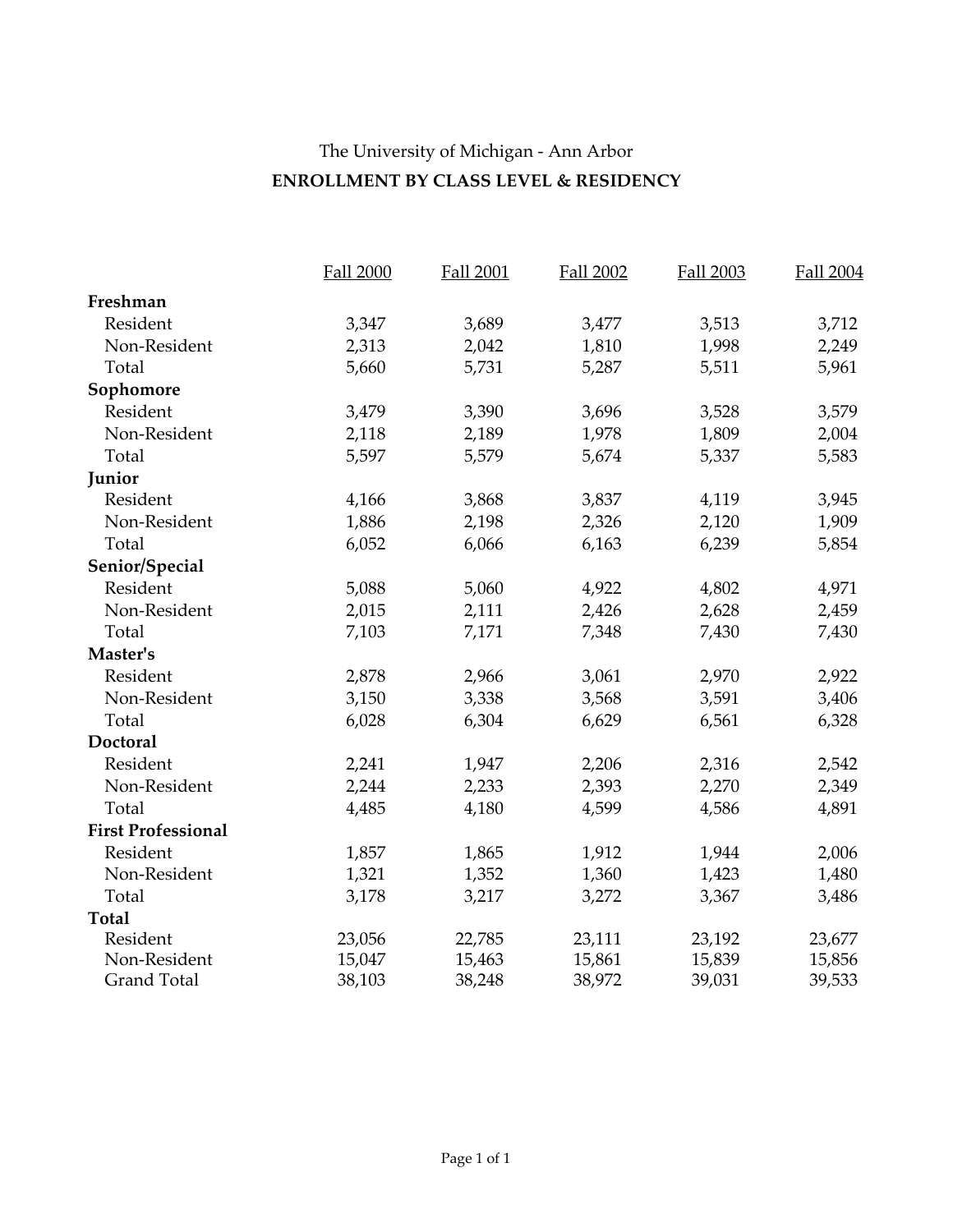The University of Michigan - Ann Arbor

## ENROLLMENT BY CLASS LEVEL & RESIDENCY

| | Fall 2000 | Fall 2001 | Fall 2002 | Fall 2003 | Fall 2004 |
|---|---|---|---|---|---|
| **Freshman** | | | | | |
| Resident | 3,347 | 3,689 | 3,477 | 3,513 | 3,712 |
| Non-Resident | 2,313 | 2,042 | 1,810 | 1,998 | 2,249 |
| Total | 5,660 | 5,731 | 5,287 | 5,511 | 5,961 |
| **Sophomore** | | | | | |
| Resident | 3,479 | 3,390 | 3,696 | 3,528 | 3,579 |
| Non-Resident | 2,118 | 2,189 | 1,978 | 1,809 | 2,004 |
| Total | 5,597 | 5,579 | 5,674 | 5,337 | 5,583 |
| **Junior** | | | | | |
| Resident | 4,166 | 3,868 | 3,837 | 4,119 | 3,945 |
| Non-Resident | 1,886 | 2,198 | 2,326 | 2,120 | 1,909 |
| Total | 6,052 | 6,066 | 6,163 | 6,239 | 5,854 |
| **Senior/Special** | | | | | |
| Resident | 5,088 | 5,060 | 4,922 | 4,802 | 4,971 |
| Non-Resident | 2,015 | 2,111 | 2,426 | 2,628 | 2,459 |
| Total | 7,103 | 7,171 | 7,348 | 7,430 | 7,430 |
| **Master's** | | | | | |
| Resident | 2,878 | 2,966 | 3,061 | 2,970 | 2,922 |
| Non-Resident | 3,150 | 3,338 | 3,568 | 3,591 | 3,406 |
| Total | 6,028 | 6,304 | 6,629 | 6,561 | 6,328 |
| **Doctoral** | | | | | |
| Resident | 2,241 | 1,947 | 2,206 | 2,316 | 2,542 |
| Non-Resident | 2,244 | 2,233 | 2,393 | 2,270 | 2,349 |
| Total | 4,485 | 4,180 | 4,599 | 4,586 | 4,891 |
| **First Professional** | | | | | |
| Resident | 1,857 | 1,865 | 1,912 | 1,944 | 2,006 |
| Non-Resident | 1,321 | 1,352 | 1,360 | 1,423 | 1,480 |
| Total | 3,178 | 3,217 | 3,272 | 3,367 | 3,486 |
| **Total** | | | | | |
| Resident | 23,056 | 22,785 | 23,111 | 23,192 | 23,677 |
| Non-Resident | 15,047 | 15,463 | 15,861 | 15,839 | 15,856 |
| Grand Total | 38,103 | 38,248 | 38,972 | 39,031 | 39,533 |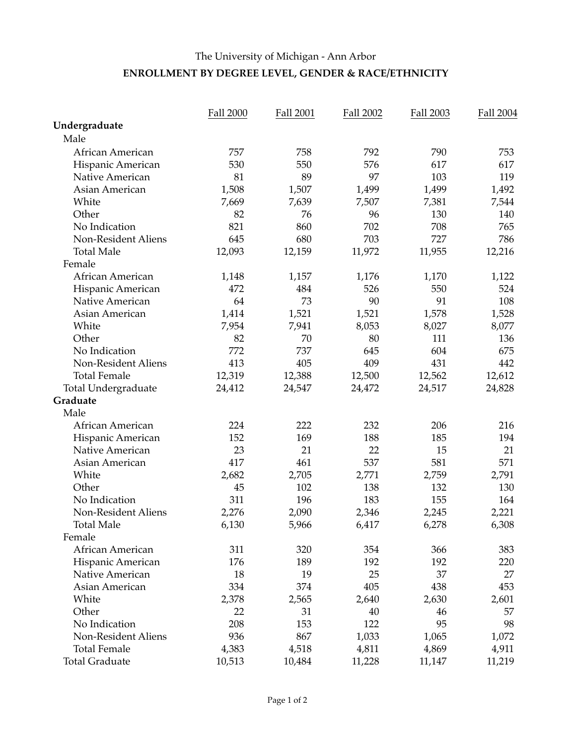The University of Michigan - Ann Arbor

**ENROLLMENT BY DEGREE LEVEL, GENDER & RACE/ETHNICITY**

| | Fall 2000 | Fall 2001 | Fall 2002 | Fall 2003 | Fall 2004 |
|---|---|---|---|---|---|
| **Undergraduate** | | | | | |
| Male | | | | | |
| African American | 757 | 758 | 792 | 790 | 753 |
| Hispanic American | 530 | 550 | 576 | 617 | 617 |
| Native American | 81 | 89 | 97 | 103 | 119 |
| Asian American | 1,508 | 1,507 | 1,499 | 1,499 | 1,492 |
| White | 7,669 | 7,639 | 7,507 | 7,381 | 7,544 |
| Other | 82 | 76 | 96 | 130 | 140 |
| No Indication | 821 | 860 | 702 | 708 | 765 |
| Non-Resident Aliens | 645 | 680 | 703 | 727 | 786 |
| Total Male | 12,093 | 12,159 | 11,972 | 11,955 | 12,216 |
| Female | | | | | |
| African American | 1,148 | 1,157 | 1,176 | 1,170 | 1,122 |
| Hispanic American | 472 | 484 | 526 | 550 | 524 |
| Native American | 64 | 73 | 90 | 91 | 108 |
| Asian American | 1,414 | 1,521 | 1,521 | 1,578 | 1,528 |
| White | 7,954 | 7,941 | 8,053 | 8,027 | 8,077 |
| Other | 82 | 70 | 80 | 111 | 136 |
| No Indication | 772 | 737 | 645 | 604 | 675 |
| Non-Resident Aliens | 413 | 405 | 409 | 431 | 442 |
| Total Female | 12,319 | 12,388 | 12,500 | 12,562 | 12,612 |
| Total Undergraduate | 24,412 | 24,547 | 24,472 | 24,517 | 24,828 |
| **Graduate** | | | | | |
| Male | | | | | |
| African American | 224 | 222 | 232 | 206 | 216 |
| Hispanic American | 152 | 169 | 188 | 185 | 194 |
| Native American | 23 | 21 | 22 | 15 | 21 |
| Asian American | 417 | 461 | 537 | 581 | 571 |
| White | 2,682 | 2,705 | 2,771 | 2,759 | 2,791 |
| Other | 45 | 102 | 138 | 132 | 130 |
| No Indication | 311 | 196 | 183 | 155 | 164 |
| Non-Resident Aliens | 2,276 | 2,090 | 2,346 | 2,245 | 2,221 |
| Total Male | 6,130 | 5,966 | 6,417 | 6,278 | 6,308 |
| Female | | | | | |
| African American | 311 | 320 | 354 | 366 | 383 |
| Hispanic American | 176 | 189 | 192 | 192 | 220 |
| Native American | 18 | 19 | 25 | 37 | 27 |
| Asian American | 334 | 374 | 405 | 438 | 453 |
| White | 2,378 | 2,565 | 2,640 | 2,630 | 2,601 |
| Other | 22 | 31 | 40 | 46 | 57 |
| No Indication | 208 | 153 | 122 | 95 | 98 |
| Non-Resident Aliens | 936 | 867 | 1,033 | 1,065 | 1,072 |
| Total Female | 4,383 | 4,518 | 4,811 | 4,869 | 4,911 |
| Total Graduate | 10,513 | 10,484 | 11,228 | 11,147 | 11,219 |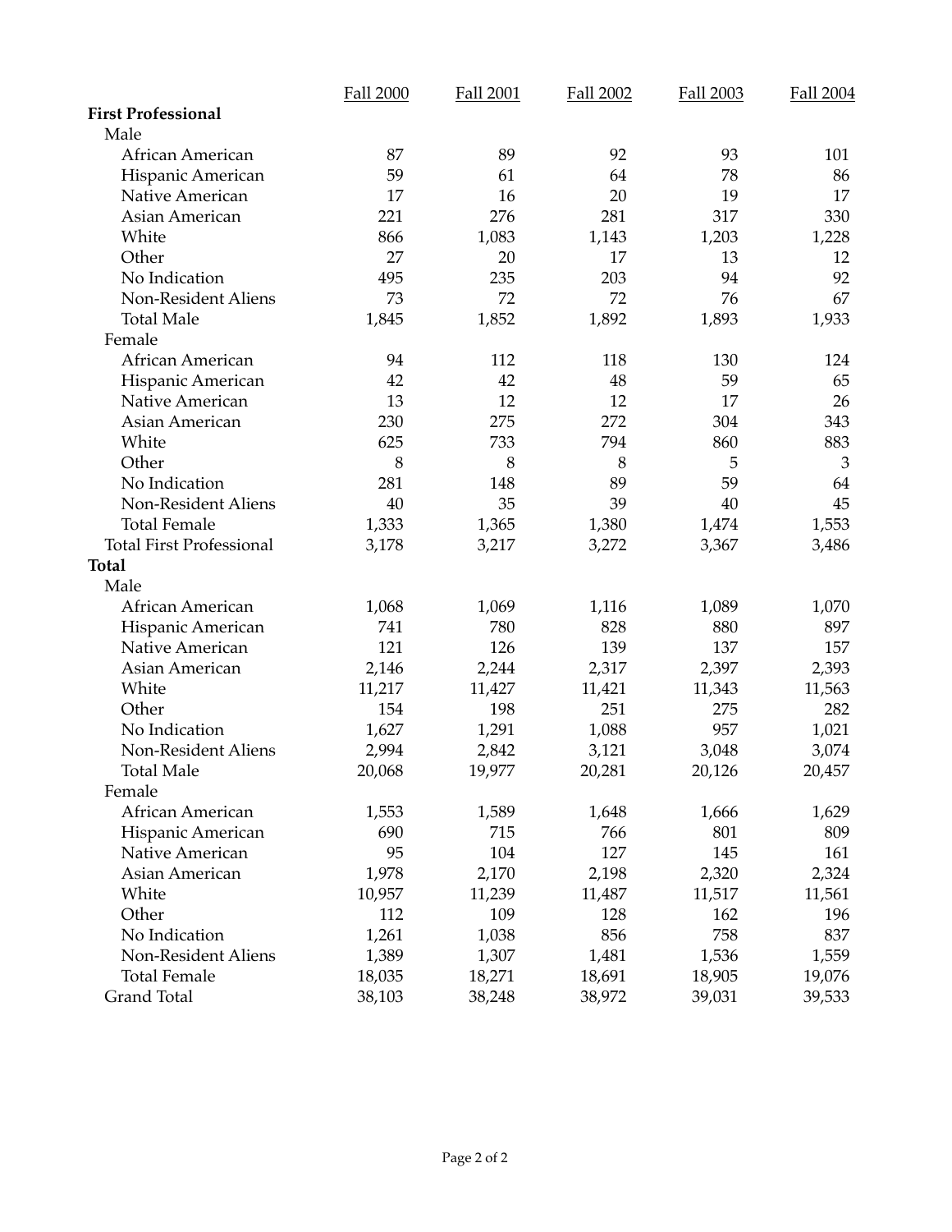| | Fall 2000 | Fall 2001 | Fall 2002 | Fall 2003 | Fall 2004 |
|---|---|---|---|---|---|
| **First Professional** | | | | | |
| Male | | | | | |
| African American | 87 | 89 | 92 | 93 | 101 |
| Hispanic American | 59 | 61 | 64 | 78 | 86 |
| Native American | 17 | 16 | 20 | 19 | 17 |
| Asian American | 221 | 276 | 281 | 317 | 330 |
| White | 866 | 1,083 | 1,143 | 1,203 | 1,228 |
| Other | 27 | 20 | 17 | 13 | 12 |
| No Indication | 495 | 235 | 203 | 94 | 92 |
| Non-Resident Aliens | 73 | 72 | 72 | 76 | 67 |
| Total Male | 1,845 | 1,852 | 1,892 | 1,893 | 1,933 |
| Female | | | | | |
| African American | 94 | 112 | 118 | 130 | 124 |
| Hispanic American | 42 | 42 | 48 | 59 | 65 |
| Native American | 13 | 12 | 12 | 17 | 26 |
| Asian American | 230 | 275 | 272 | 304 | 343 |
| White | 625 | 733 | 794 | 860 | 883 |
| Other | 8 | 8 | 8 | 5 | 3 |
| No Indication | 281 | 148 | 89 | 59 | 64 |
| Non-Resident Aliens | 40 | 35 | 39 | 40 | 45 |
| Total Female | 1,333 | 1,365 | 1,380 | 1,474 | 1,553 |
| Total First Professional | 3,178 | 3,217 | 3,272 | 3,367 | 3,486 |
| **Total** | | | | | |
| Male | | | | | |
| African American | 1,068 | 1,069 | 1,116 | 1,089 | 1,070 |
| Hispanic American | 741 | 780 | 828 | 880 | 897 |
| Native American | 121 | 126 | 139 | 137 | 157 |
| Asian American | 2,146 | 2,244 | 2,317 | 2,397 | 2,393 |
| White | 11,217 | 11,427 | 11,421 | 11,343 | 11,563 |
| Other | 154 | 198 | 251 | 275 | 282 |
| No Indication | 1,627 | 1,291 | 1,088 | 957 | 1,021 |
| Non-Resident Aliens | 2,994 | 2,842 | 3,121 | 3,048 | 3,074 |
| Total Male | 20,068 | 19,977 | 20,281 | 20,126 | 20,457 |
| Female | | | | | |
| African American | 1,553 | 1,589 | 1,648 | 1,666 | 1,629 |
| Hispanic American | 690 | 715 | 766 | 801 | 809 |
| Native American | 95 | 104 | 127 | 145 | 161 |
| Asian American | 1,978 | 2,170 | 2,198 | 2,320 | 2,324 |
| White | 10,957 | 11,239 | 11,487 | 11,517 | 11,561 |
| Other | 112 | 109 | 128 | 162 | 196 |
| No Indication | 1,261 | 1,038 | 856 | 758 | 837 |
| Non-Resident Aliens | 1,389 | 1,307 | 1,481 | 1,536 | 1,559 |
| Total Female | 18,035 | 18,271 | 18,691 | 18,905 | 19,076 |
| Grand Total | 38,103 | 38,248 | 38,972 | 39,031 | 39,533 |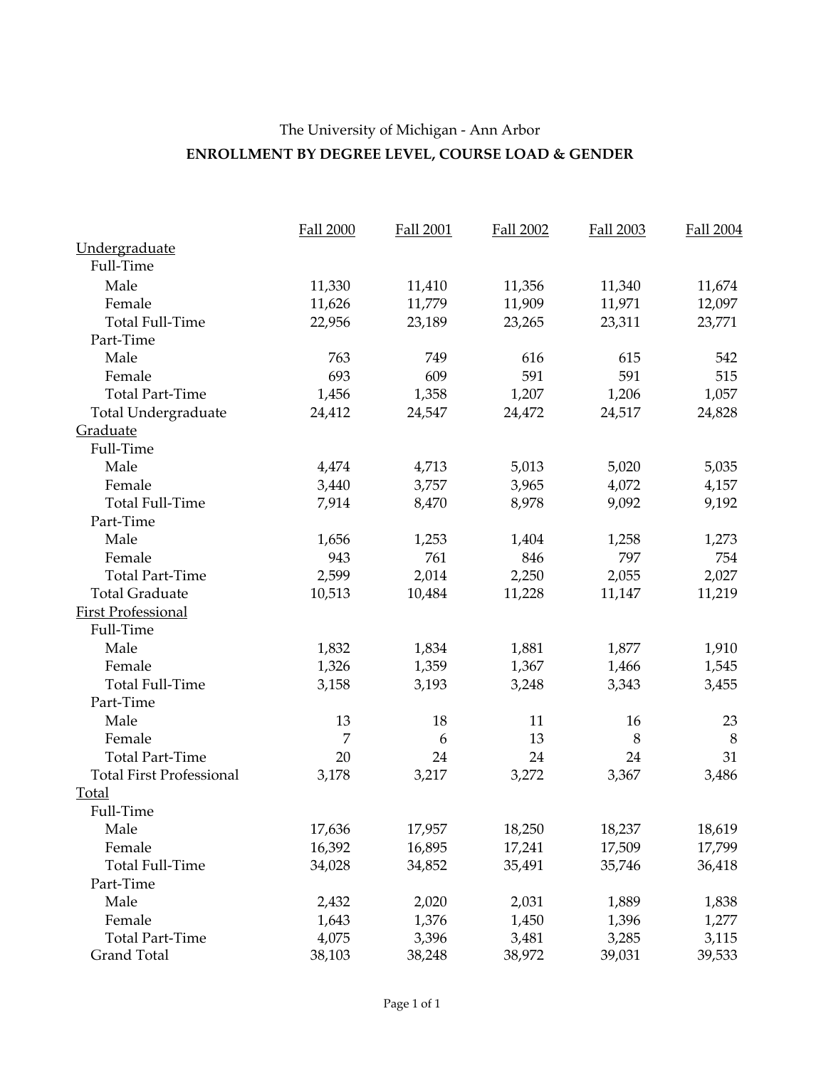The University of Michigan - Ann Arbor

## ENROLLMENT BY DEGREE LEVEL, COURSE LOAD & GENDER

| | Fall 2000 | Fall 2001 | Fall 2002 | Fall 2003 | Fall 2004 |
|---|---|---|---|---|---|
| Undergraduate | | | | | |
| Full-Time | | | | | |
| Male | 11,330 | 11,410 | 11,356 | 11,340 | 11,674 |
| Female | 11,626 | 11,779 | 11,909 | 11,971 | 12,097 |
| Total Full-Time | 22,956 | 23,189 | 23,265 | 23,311 | 23,771 |
| Part-Time | | | | | |
| Male | 763 | 749 | 616 | 615 | 542 |
| Female | 693 | 609 | 591 | 591 | 515 |
| Total Part-Time | 1,456 | 1,358 | 1,207 | 1,206 | 1,057 |
| Total Undergraduate | 24,412 | 24,547 | 24,472 | 24,517 | 24,828 |
| Graduate | | | | | |
| Full-Time | | | | | |
| Male | 4,474 | 4,713 | 5,013 | 5,020 | 5,035 |
| Female | 3,440 | 3,757 | 3,965 | 4,072 | 4,157 |
| Total Full-Time | 7,914 | 8,470 | 8,978 | 9,092 | 9,192 |
| Part-Time | | | | | |
| Male | 1,656 | 1,253 | 1,404 | 1,258 | 1,273 |
| Female | 943 | 761 | 846 | 797 | 754 |
| Total Part-Time | 2,599 | 2,014 | 2,250 | 2,055 | 2,027 |
| Total Graduate | 10,513 | 10,484 | 11,228 | 11,147 | 11,219 |
| First Professional | | | | | |
| Full-Time | | | | | |
| Male | 1,832 | 1,834 | 1,881 | 1,877 | 1,910 |
| Female | 1,326 | 1,359 | 1,367 | 1,466 | 1,545 |
| Total Full-Time | 3,158 | 3,193 | 3,248 | 3,343 | 3,455 |
| Part-Time | | | | | |
| Male | 13 | 18 | 11 | 16 | 23 |
| Female | 7 | 6 | 13 | 8 | 8 |
| Total Part-Time | 20 | 24 | 24 | 24 | 31 |
| Total First Professional | 3,178 | 3,217 | 3,272 | 3,367 | 3,486 |
| Total | | | | | |
| Full-Time | | | | | |
| Male | 17,636 | 17,957 | 18,250 | 18,237 | 18,619 |
| Female | 16,392 | 16,895 | 17,241 | 17,509 | 17,799 |
| Total Full-Time | 34,028 | 34,852 | 35,491 | 35,746 | 36,418 |
| Part-Time | | | | | |
| Male | 2,432 | 2,020 | 2,031 | 1,889 | 1,838 |
| Female | 1,643 | 1,376 | 1,450 | 1,396 | 1,277 |
| Total Part-Time | 4,075 | 3,396 | 3,481 | 3,285 | 3,115 |
| Grand Total | 38,103 | 38,248 | 38,972 | 39,031 | 39,533 |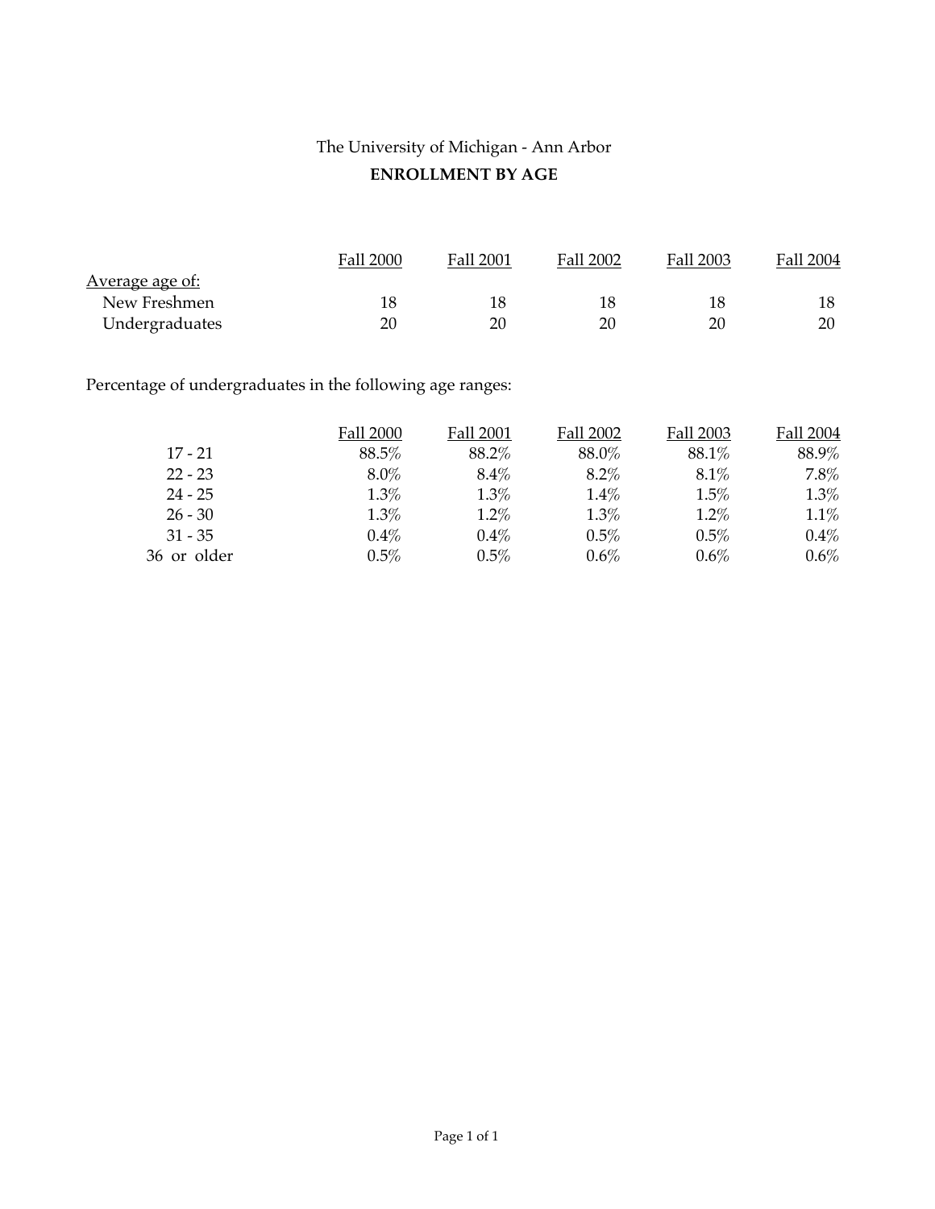The University of Michigan - Ann Arbor

**ENROLLMENT BY AGE**

| | Fall 2000 | Fall 2001 | Fall 2002 | Fall 2003 | Fall 2004 |
|---|---|---|---|---|---|
| Average age of: | | | | | |
| New Freshmen | 18 | 18 | 18 | 18 | 18 |
| Undergraduates | 20 | 20 | 20 | 20 | 20 |

Percentage of undergraduates in the following age ranges:

| | Fall 2000 | Fall 2001 | Fall 2002 | Fall 2003 | Fall 2004 |
|---|---|---|---|---|---|
| 17 - 21 | 88.5% | 88.2% | 88.0% | 88.1% | 88.9% |
| 22 - 23 | 8.0% | 8.4% | 8.2% | 8.1% | 7.8% |
| 24 - 25 | 1.3% | 1.3% | 1.4% | 1.5% | 1.3% |
| 26 - 30 | 1.3% | 1.2% | 1.3% | 1.2% | 1.1% |
| 31 - 35 | 0.4% | 0.4% | 0.5% | 0.5% | 0.4% |
| 36 or older | 0.5% | 0.5% | 0.6% | 0.6% | 0.6% |